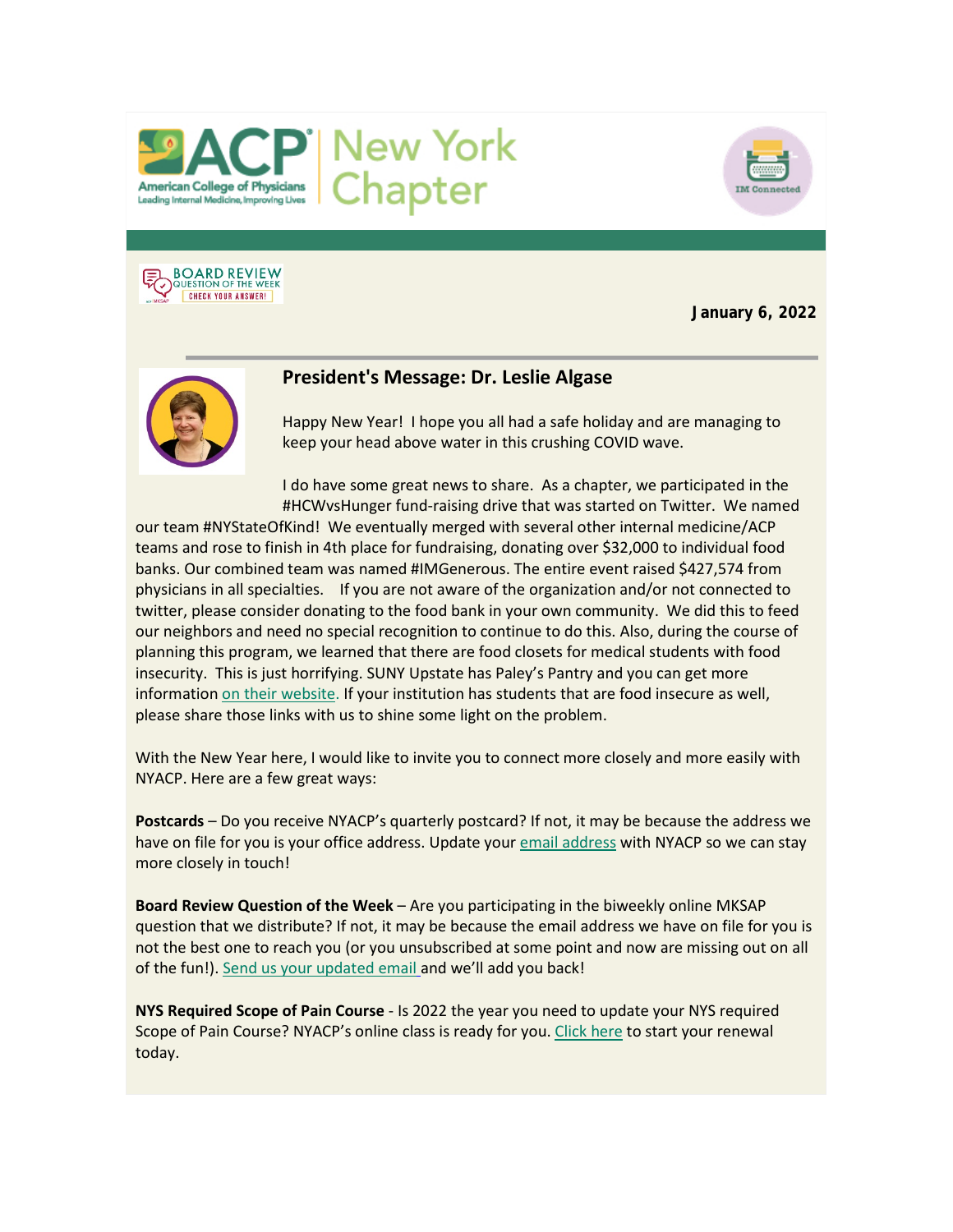ACP | New York Chapter

IM Connected

BOARD REVIEW QUESTION OF THE WEEK CHECK YOUR ANSWER!

**January 6, 2022**

## President's Message: Dr. Leslie Algase

Happy New Year! I hope you all had a safe holiday and are managing to keep your head above water in this crushing COVID wave.

I do have some great news to share. As a chapter, we participated in the #HCWvsHunger fund-raising drive that was started on Twitter. We named our team #NYStateOfKind! We eventually merged with several other internal medicine/ACP teams and rose to finish in 4th place for fundraising, donating over $32,000 to individual food banks. Our combined team was named #IMGenerous. The entire event raised $427,574 from physicians in all specialties. If you are not aware of the organization and/or not connected to twitter, please consider donating to the food bank in your own community. We did this to feed our neighbors and need no special recognition to continue to do this. Also, during the course of planning this program, we learned that there are food closets for medical students with food insecurity. This is just horrifying. SUNY Upstate has Paley's Pantry and you can get more information on their website. If your institution has students that are food insecure as well, please share those links with us to shine some light on the problem.

With the New Year here, I would like to invite you to connect more closely and more easily with NYACP. Here are a few great ways:

**Postcards** – Do you receive NYACP's quarterly postcard? If not, it may be because the address we have on file for you is your office address. Update your email address with NYACP so we can stay more closely in touch!

**Board Review Question of the Week** – Are you participating in the biweekly online MKSAP question that we distribute? If not, it may be because the email address we have on file for you is not the best one to reach you (or you unsubscribed at some point and now are missing out on all of the fun!). Send us your updated email and we'll add you back!

**NYS Required Scope of Pain Course** - Is 2022 the year you need to update your NYS required Scope of Pain Course? NYACP's online class is ready for you. Click here to start your renewal today.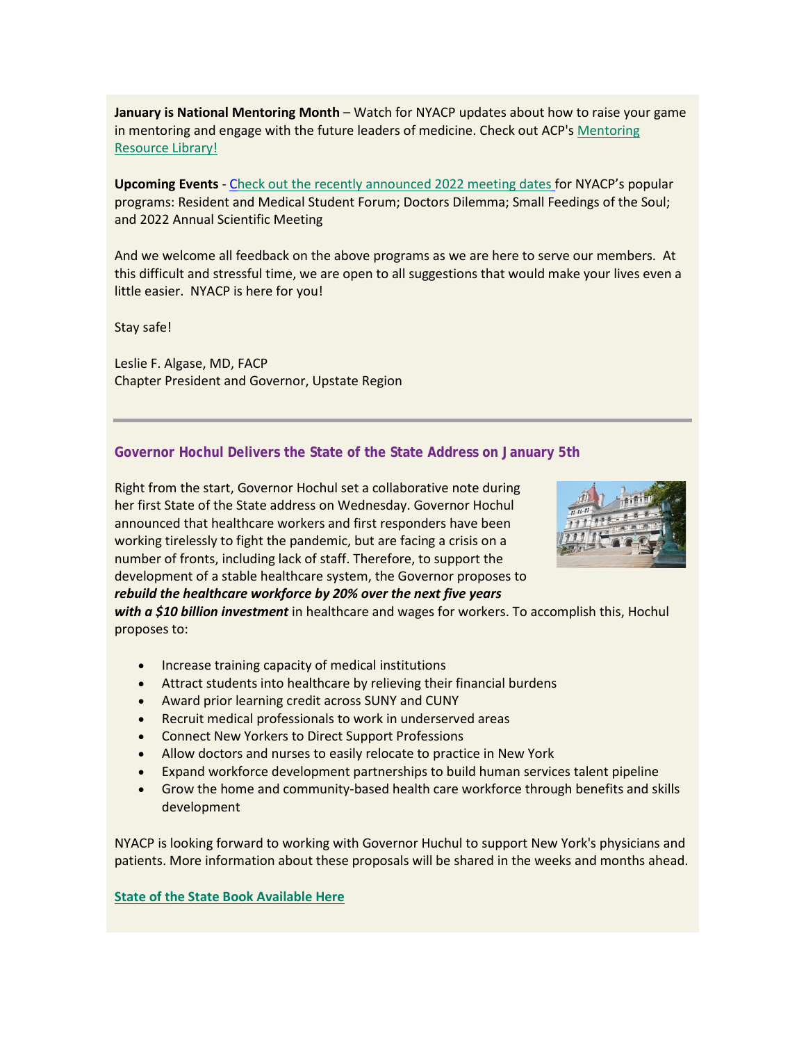**January is National Mentoring Month** – Watch for NYACP updates about how to raise your game in mentoring and engage with the future leaders of medicine. Check out ACP's Mentoring Resource Library!

**Upcoming Events** - Check out the recently announced 2022 meeting dates for NYACP's popular programs: Resident and Medical Student Forum; Doctors Dilemma; Small Feedings of the Soul; and 2022 Annual Scientific Meeting

And we welcome all feedback on the above programs as we are here to serve our members. At this difficult and stressful time, we are open to all suggestions that would make your lives even a little easier. NYACP is here for you!

Stay safe!

Leslie F. Algase, MD, FACP
Chapter President and Governor, Upstate Region

---

### Governor Hochul Delivers the State of the State Address on January 5th

Right from the start, Governor Hochul set a collaborative note during her first State of the State address on Wednesday. Governor Hochul announced that healthcare workers and first responders have been working tirelessly to fight the pandemic, but are facing a crisis on a number of fronts, including lack of staff. Therefore, to support the development of a stable healthcare system, the Governor proposes to ***rebuild the healthcare workforce by 20% over the next five years with a $10 billion investment*** in healthcare and wages for workers. To accomplish this, Hochul proposes to:

- Increase training capacity of medical institutions
- Attract students into healthcare by relieving their financial burdens
- Award prior learning credit across SUNY and CUNY
- Recruit medical professionals to work in underserved areas
- Connect New Yorkers to Direct Support Professions
- Allow doctors and nurses to easily relocate to practice in New York
- Expand workforce development partnerships to build human services talent pipeline
- Grow the home and community-based health care workforce through benefits and skills development

NYACP is looking forward to working with Governor Huchul to support New York's physicians and patients. More information about these proposals will be shared in the weeks and months ahead.

**State of the State Book Available Here**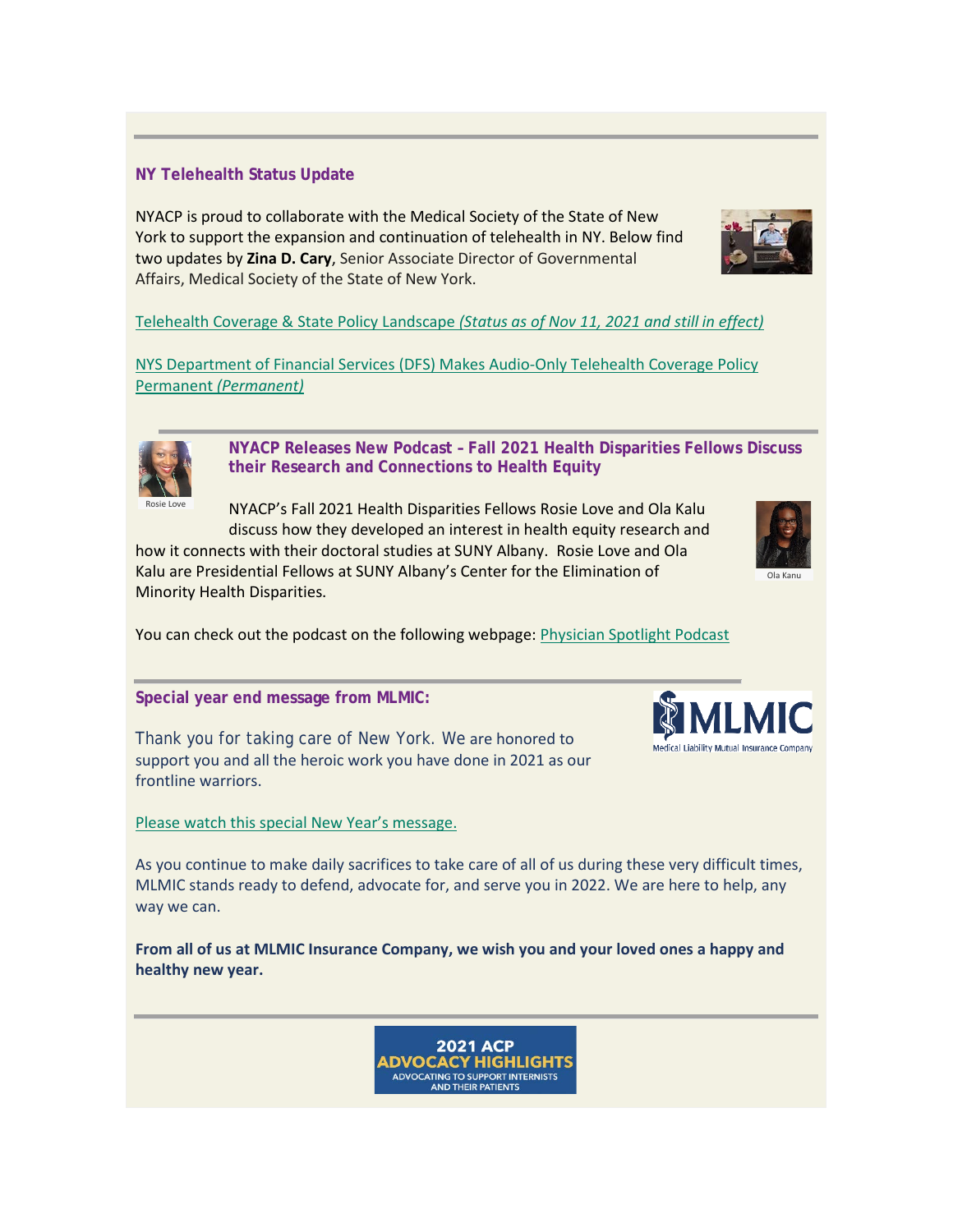## NY Telehealth Status Update

NYACP is proud to collaborate with the Medical Society of the State of New York to support the expansion and continuation of telehealth in NY. Below find two updates by **Zina D. Cary**, Senior Associate Director of Governmental Affairs, Medical Society of the State of New York.

Telehealth Coverage & State Policy Landscape *(Status as of Nov 11, 2021 and still in effect)*

NYS Department of Financial Services (DFS) Makes Audio-Only Telehealth Coverage Policy Permanent *(Permanent)*

## NYACP Releases New Podcast - Fall 2021 Health Disparities Fellows Discuss their Research and Connections to Health Equity

Rosie Love

NYACP's Fall 2021 Health Disparities Fellows Rosie Love and Ola Kalu discuss how they developed an interest in health equity research and how it connects with their doctoral studies at SUNY Albany. Rosie Love and Ola Kalu are Presidential Fellows at SUNY Albany's Center for the Elimination of Minority Health Disparities.

Ola Kanu

You can check out the podcast on the following webpage: Physician Spotlight Podcast

## Special year end message from MLMIC:

Thank you for taking care of New York. We are honored to support you and all the heroic work you have done in 2021 as our frontline warriors.

Please watch this special New Year's message.

As you continue to make daily sacrifices to take care of all of us during these very difficult times, MLMIC stands ready to defend, advocate for, and serve you in 2022. We are here to help, any way we can.

**From all of us at MLMIC Insurance Company, we wish you and your loved ones a happy and healthy new year.**

**2021 ACP ADVOCACY HIGHLIGHTS**
ADVOCATING TO SUPPORT INTERNISTS AND THEIR PATIENTS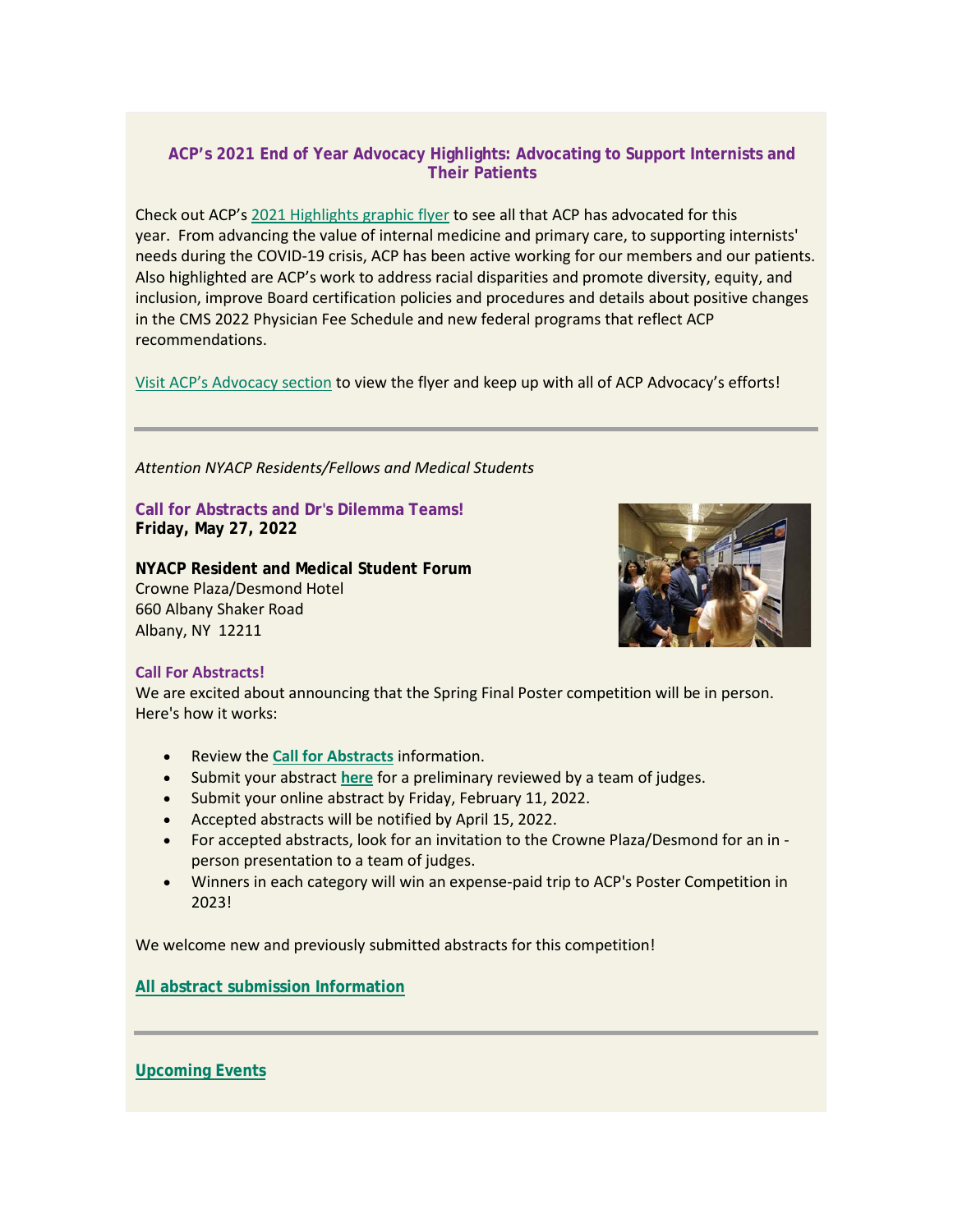### ACP's 2021 End of Year Advocacy Highlights: Advocating to Support Internists and Their Patients

Check out ACP's 2021 Highlights graphic flyer to see all that ACP has advocated for this year. From advancing the value of internal medicine and primary care, to supporting internists' needs during the COVID-19 crisis, ACP has been active working for our members and our patients. Also highlighted are ACP's work to address racial disparities and promote diversity, equity, and inclusion, improve Board certification policies and procedures and details about positive changes in the CMS 2022 Physician Fee Schedule and new federal programs that reflect ACP recommendations.

Visit ACP's Advocacy section to view the flyer and keep up with all of ACP Advocacy's efforts!

---

*Attention NYACP Residents/Fellows and Medical Students*

**Call for Abstracts and Dr's Dilemma Teams!**
**Friday, May 27, 2022**

**NYACP Resident and Medical Student Forum**
Crowne Plaza/Desmond Hotel
660 Albany Shaker Road
Albany, NY 12211

**Call For Abstracts!**
We are excited about announcing that the Spring Final Poster competition will be in person. Here's how it works:

- Review the **Call for Abstracts** information.
- Submit your abstract **here** for a preliminary reviewed by a team of judges.
- Submit your online abstract by Friday, February 11, 2022.
- Accepted abstracts will be notified by April 15, 2022.
- For accepted abstracts, look for an invitation to the Crowne Plaza/Desmond for an in - person presentation to a team of judges.
- Winners in each category will win an expense-paid trip to ACP's Poster Competition in 2023!

We welcome new and previously submitted abstracts for this competition!

**All abstract submission Information**

---

**Upcoming Events**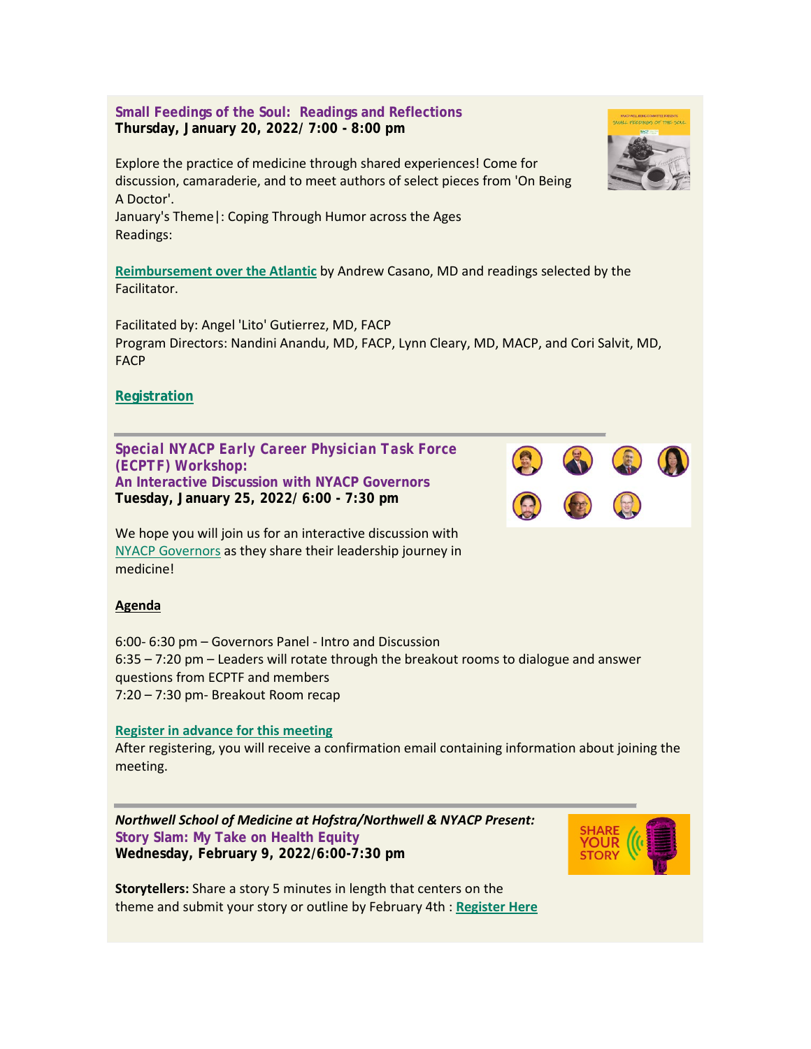### Small Feedings of the Soul: Readings and Reflections

**Thursday, January 20, 2022/ 7:00 - 8:00 pm**

Explore the practice of medicine through shared experiences! Come for discussion, camaraderie, and to meet authors of select pieces from 'On Being A Doctor'.
January's Theme|: Coping Through Humor across the Ages
Readings:

**Reimbursement over the Atlantic** by Andrew Casano, MD and readings selected by the Facilitator.

Facilitated by: Angel 'Lito' Gutierrez, MD, FACP
Program Directors: Nandini Anandu, MD, FACP, Lynn Cleary, MD, MACP, and Cori Salvit, MD, FACP

**Registration**

---

### Special NYACP Early Career Physician Task Force (ECPTF) Workshop: An Interactive Discussion with NYACP Governors

**Tuesday, January 25, 2022/ 6:00 - 7:30 pm**

We hope you will join us for an interactive discussion with NYACP Governors as they share their leadership journey in medicine!

**Agenda**

6:00- 6:30 pm – Governors Panel - Intro and Discussion
6:35 – 7:20 pm – Leaders will rotate through the breakout rooms to dialogue and answer questions from ECPTF and members
7:20 – 7:30 pm- Breakout Room recap

**Register in advance for this meeting**
After registering, you will receive a confirmation email containing information about joining the meeting.

---

***Northwell School of Medicine at Hofstra/Northwell & NYACP Present:***

### Story Slam: My Take on Health Equity

**Wednesday, February 9, 2022/6:00-7:30 pm**

**Storytellers:** Share a story 5 minutes in length that centers on the theme and submit your story or outline by February 4th : **Register Here**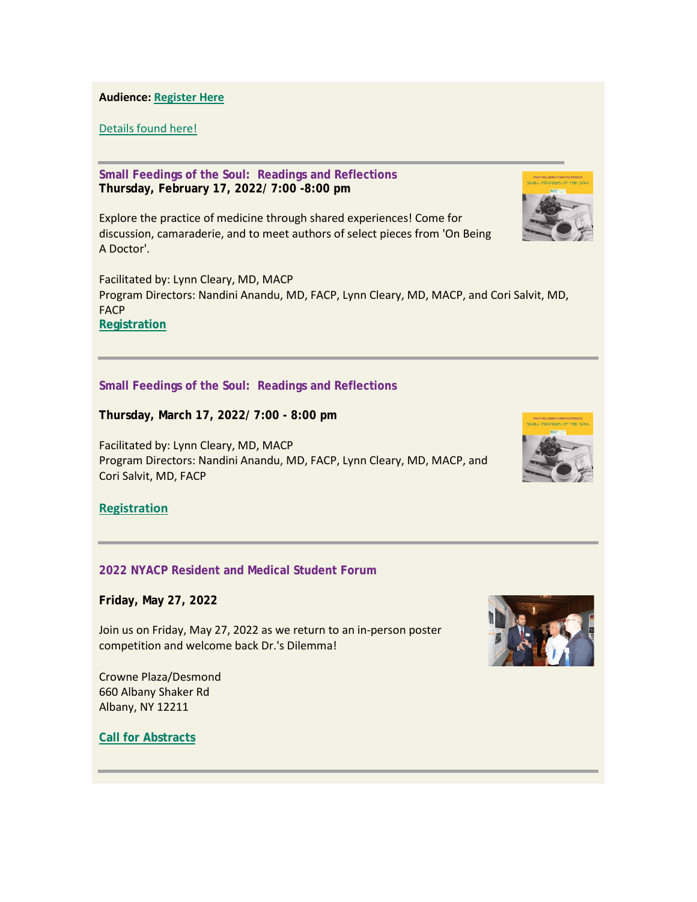**Audience: Register Here**

Details found here!

---

### Small Feedings of the Soul: Readings and Reflections

**Thursday, February 17, 2022/ 7:00 -8:00 pm**

Explore the practice of medicine through shared experiences! Come for discussion, camaraderie, and to meet authors of select pieces from 'On Being A Doctor'.

Facilitated by: Lynn Cleary, MD, MACP
Program Directors: Nandini Anandu, MD, FACP, Lynn Cleary, MD, MACP, and Cori Salvit, MD, FACP
**Registration**

---

### Small Feedings of the Soul: Readings and Reflections

**Thursday, March 17, 2022/ 7:00 - 8:00 pm**

Facilitated by: Lynn Cleary, MD, MACP
Program Directors: Nandini Anandu, MD, FACP, Lynn Cleary, MD, MACP, and Cori Salvit, MD, FACP

**Registration**

---

### 2022 NYACP Resident and Medical Student Forum

**Friday, May 27, 2022**

Join us on Friday, May 27, 2022 as we return to an in-person poster competition and welcome back Dr.'s Dilemma!

Crowne Plaza/Desmond
660 Albany Shaker Rd
Albany, NY 12211

**Call for Abstracts**

---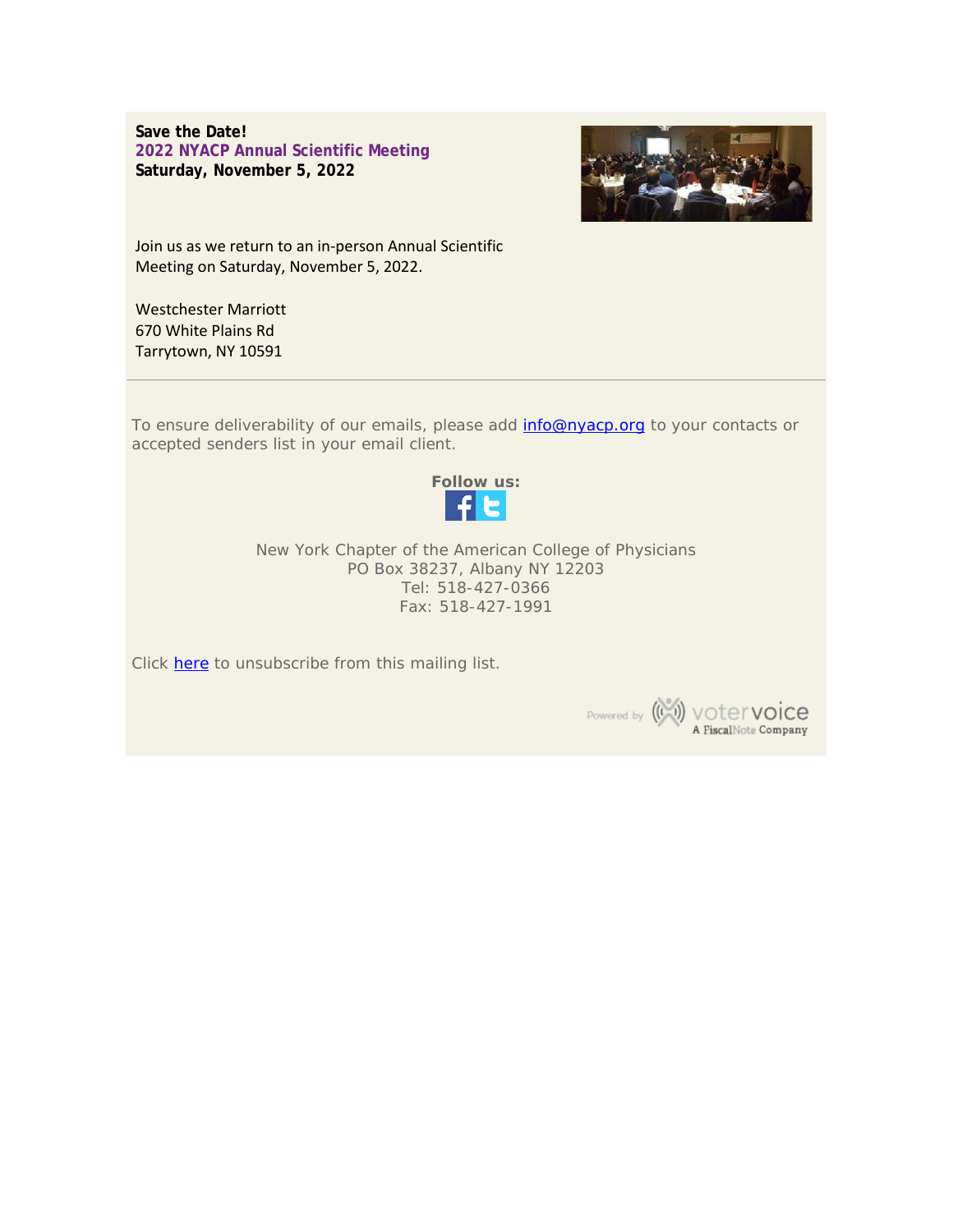**Save the Date!**
**2022 NYACP Annual Scientific Meeting**
**Saturday, November 5, 2022**

Join us as we return to an in-person Annual Scientific Meeting on Saturday, November 5, 2022.

Westchester Marriott
670 White Plains Rd
Tarrytown, NY 10591

---

To ensure deliverability of our emails, please add info@nyacp.org to your contacts or accepted senders list in your email client.

**Follow us:**

New York Chapter of the American College of Physicians
PO Box 38237, Albany NY 12203
Tel: 518-427-0366
Fax: 518-427-1991

Click here to unsubscribe from this mailing list.

Powered by votervoice A FiscalNote Company